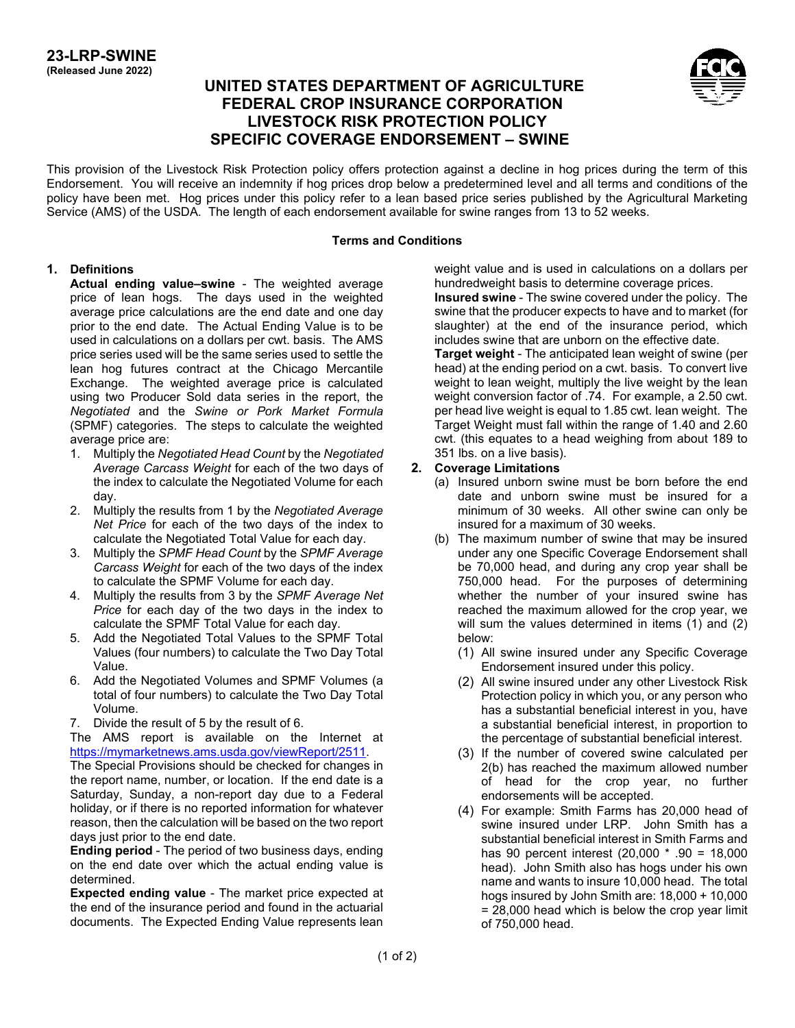**23-LRP-SWINE**
**(Released June 2022)**

# UNITED STATES DEPARTMENT OF AGRICULTURE
# FEDERAL CROP INSURANCE CORPORATION
# LIVESTOCK RISK PROTECTION POLICY
# SPECIFIC COVERAGE ENDORSEMENT – SWINE

This provision of the Livestock Risk Protection policy offers protection against a decline in hog prices during the term of this Endorsement. You will receive an indemnity if hog prices drop below a predetermined level and all terms and conditions of the policy have been met. Hog prices under this policy refer to a lean based price series published by the Agricultural Marketing Service (AMS) of the USDA. The length of each endorsement available for swine ranges from 13 to 52 weeks.

## Terms and Conditions

**1. Definitions**

**Actual ending value–swine** - The weighted average price of lean hogs. The days used in the weighted average price calculations are the end date and one day prior to the end date. The Actual Ending Value is to be used in calculations on a dollars per cwt. basis. The AMS price series used will be the same series used to settle the lean hog futures contract at the Chicago Mercantile Exchange. The weighted average price is calculated using two Producer Sold data series in the report, the *Negotiated* and the *Swine or Pork Market Formula* (SPMF) categories. The steps to calculate the weighted average price are:

1. Multiply the *Negotiated Head Count* by the *Negotiated Average Carcass Weight* for each of the two days of the index to calculate the Negotiated Volume for each day.
2. Multiply the results from 1 by the *Negotiated Average Net Price* for each of the two days of the index to calculate the Negotiated Total Value for each day.
3. Multiply the *SPMF Head Count* by the *SPMF Average Carcass Weight* for each of the two days of the index to calculate the SPMF Volume for each day.
4. Multiply the results from 3 by the *SPMF Average Net Price* for each day of the two days in the index to calculate the SPMF Total Value for each day.
5. Add the Negotiated Total Values to the SPMF Total Values (four numbers) to calculate the Two Day Total Value.
6. Add the Negotiated Volumes and SPMF Volumes (a total of four numbers) to calculate the Two Day Total Volume.
7. Divide the result of 5 by the result of 6.

The AMS report is available on the Internet at https://mymarketnews.ams.usda.gov/viewReport/2511.

The Special Provisions should be checked for changes in the report name, number, or location. If the end date is a Saturday, Sunday, a non-report day due to a Federal holiday, or if there is no reported information for whatever reason, then the calculation will be based on the two report days just prior to the end date.

**Ending period** - The period of two business days, ending on the end date over which the actual ending value is determined.

**Expected ending value** - The market price expected at the end of the insurance period and found in the actuarial documents. The Expected Ending Value represents lean weight value and is used in calculations on a dollars per hundredweight basis to determine coverage prices.

**Insured swine** - The swine covered under the policy. The swine that the producer expects to have and to market (for slaughter) at the end of the insurance period, which includes swine that are unborn on the effective date.

**Target weight** - The anticipated lean weight of swine (per head) at the ending period on a cwt. basis. To convert live weight to lean weight, multiply the live weight by the lean weight conversion factor of .74. For example, a 2.50 cwt. per head live weight is equal to 1.85 cwt. lean weight. The Target Weight must fall within the range of 1.40 and 2.60 cwt. (this equates to a head weighing from about 189 to 351 lbs. on a live basis).

**2. Coverage Limitations**

(a) Insured unborn swine must be born before the end date and unborn swine must be insured for a minimum of 30 weeks. All other swine can only be insured for a maximum of 30 weeks.

(b) The maximum number of swine that may be insured under any one Specific Coverage Endorsement shall be 70,000 head, and during any crop year shall be 750,000 head. For the purposes of determining whether the number of your insured swine has reached the maximum allowed for the crop year, we will sum the values determined in items (1) and (2) below:

(1) All swine insured under any Specific Coverage Endorsement insured under this policy.

(2) All swine insured under any other Livestock Risk Protection policy in which you, or any person who has a substantial beneficial interest in you, have a substantial beneficial interest, in proportion to the percentage of substantial beneficial interest.

(3) If the number of covered swine calculated per 2(b) has reached the maximum allowed number of head for the crop year, no further endorsements will be accepted.

(4) For example: Smith Farms has 20,000 head of swine insured under LRP. John Smith has a substantial beneficial interest in Smith Farms and has 90 percent interest (20,000 * .90 = 18,000 head). John Smith also has hogs under his own name and wants to insure 10,000 head. The total hogs insured by John Smith are: 18,000 + 10,000 = 28,000 head which is below the crop year limit of 750,000 head.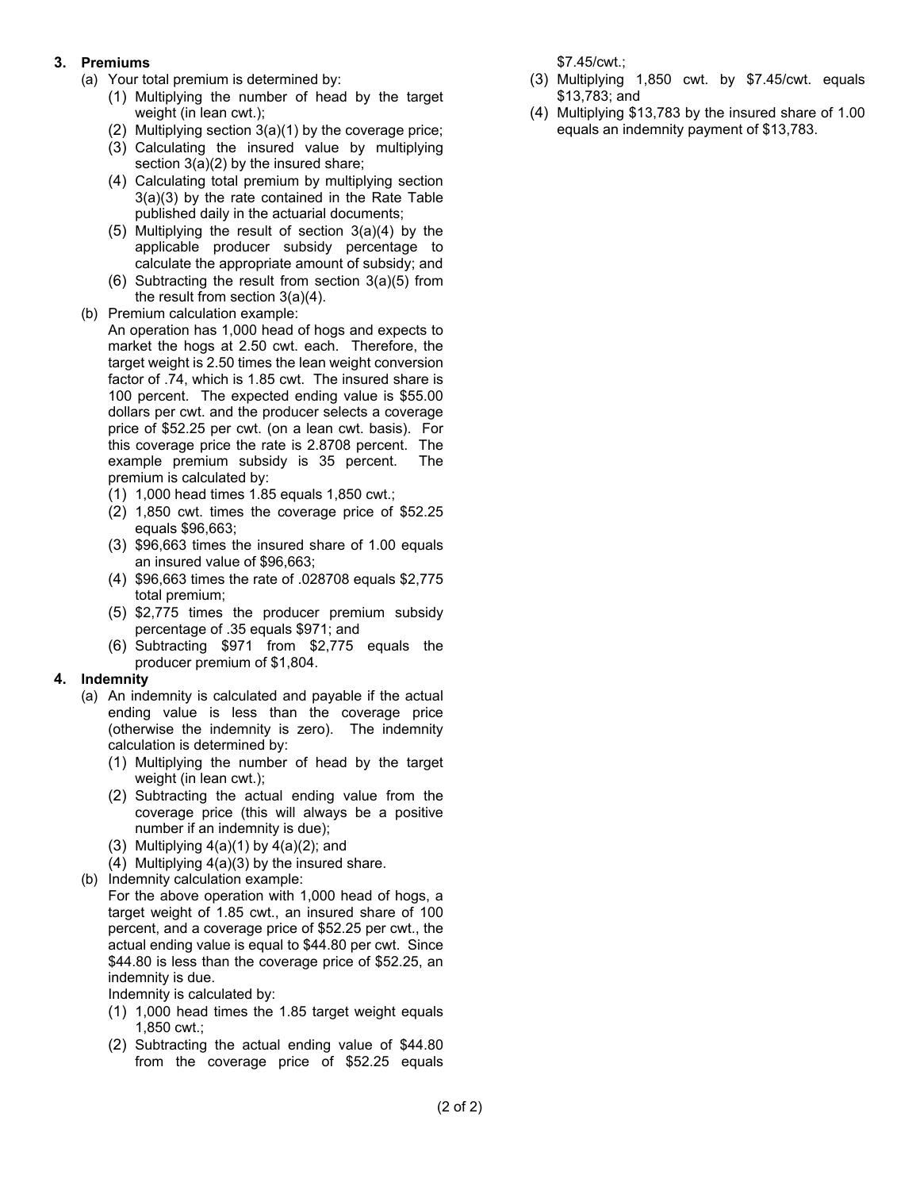**3. Premiums**

(a) Your total premium is determined by:

(1) Multiplying the number of head by the target weight (in lean cwt.);

(2) Multiplying section 3(a)(1) by the coverage price;

(3) Calculating the insured value by multiplying section 3(a)(2) by the insured share;

(4) Calculating total premium by multiplying section 3(a)(3) by the rate contained in the Rate Table published daily in the actuarial documents;

(5) Multiplying the result of section 3(a)(4) by the applicable producer subsidy percentage to calculate the appropriate amount of subsidy; and

(6) Subtracting the result from section 3(a)(5) from the result from section 3(a)(4).

(b) Premium calculation example:

An operation has 1,000 head of hogs and expects to market the hogs at 2.50 cwt. each. Therefore, the target weight is 2.50 times the lean weight conversion factor of .74, which is 1.85 cwt. The insured share is 100 percent. The expected ending value is $55.00 dollars per cwt. and the producer selects a coverage price of $52.25 per cwt. (on a lean cwt. basis). For this coverage price the rate is 2.8708 percent. The example premium subsidy is 35 percent. The premium is calculated by:

(1) 1,000 head times 1.85 equals 1,850 cwt.;

(2) 1,850 cwt. times the coverage price of $52.25 equals $96,663;

(3) $96,663 times the insured share of 1.00 equals an insured value of $96,663;

(4) $96,663 times the rate of .028708 equals $2,775 total premium;

(5) $2,775 times the producer premium subsidy percentage of .35 equals $971; and

(6) Subtracting $971 from $2,775 equals the producer premium of $1,804.

**4. Indemnity**

(a) An indemnity is calculated and payable if the actual ending value is less than the coverage price (otherwise the indemnity is zero). The indemnity calculation is determined by:

(1) Multiplying the number of head by the target weight (in lean cwt.);

(2) Subtracting the actual ending value from the coverage price (this will always be a positive number if an indemnity is due);

(3) Multiplying 4(a)(1) by 4(a)(2); and

(4) Multiplying 4(a)(3) by the insured share.

(b) Indemnity calculation example:

For the above operation with 1,000 head of hogs, a target weight of 1.85 cwt., an insured share of 100 percent, and a coverage price of $52.25 per cwt., the actual ending value is equal to $44.80 per cwt. Since $44.80 is less than the coverage price of $52.25, an indemnity is due.

Indemnity is calculated by:

(1) 1,000 head times the 1.85 target weight equals 1,850 cwt.;

(2) Subtracting the actual ending value of $44.80 from the coverage price of $52.25 equals $7.45/cwt.;

(3) Multiplying 1,850 cwt. by $7.45/cwt. equals $13,783; and

(4) Multiplying $13,783 by the insured share of 1.00 equals an indemnity payment of $13,783.